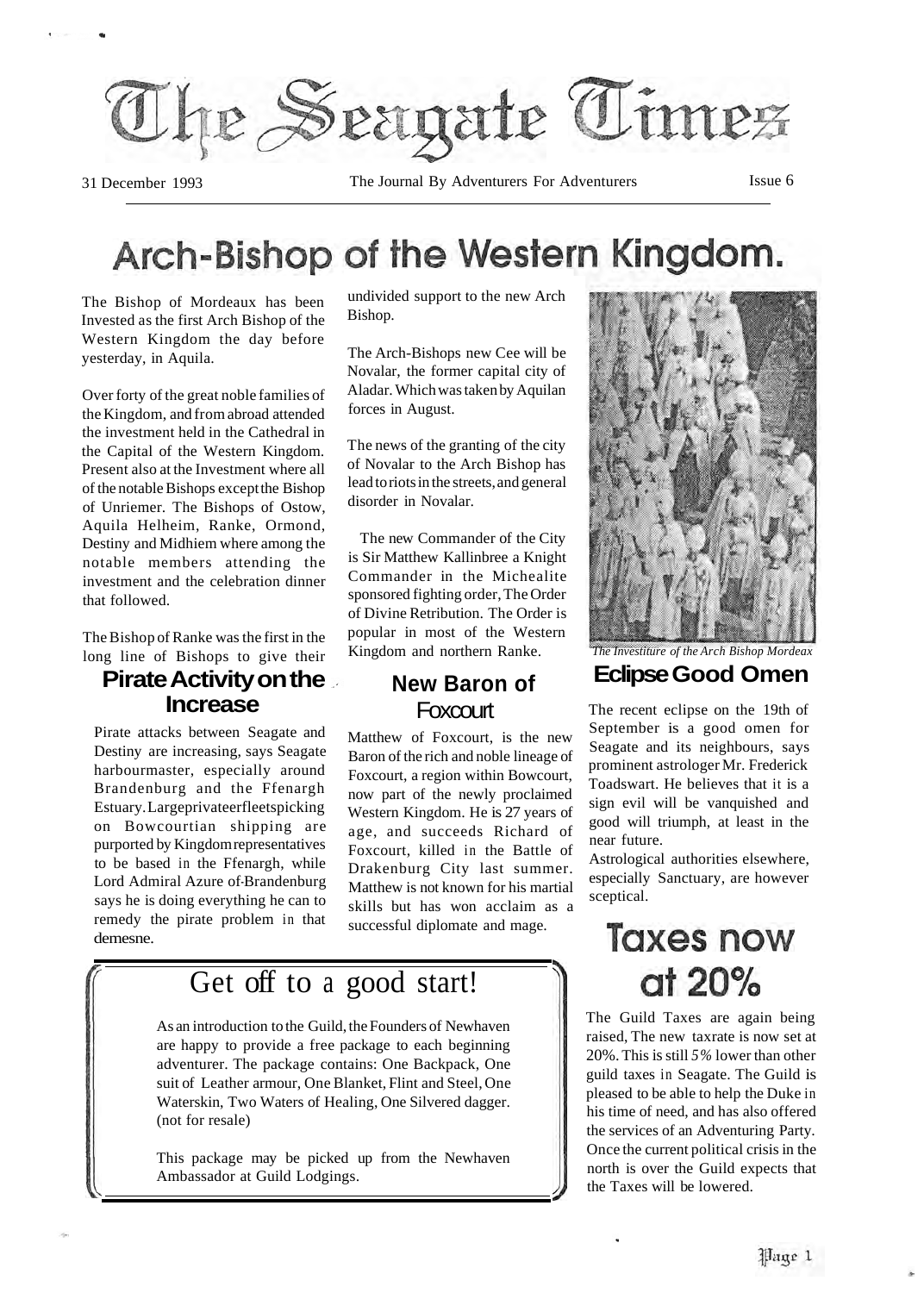# The Seagate Times

31 December 1993 — The Journal By Adventurers For Adventurers — Issue 6

## Arch-Bishop of the Western Kingdom.

The Bishop of Mordeaux has been Invested as the first Arch Bishop of the Western Kingdom the day before yesterday, in Aquila.

Over forty of the great noble families of the Kingdom, and from abroad attended the investment held in the Cathedral in the Capital of the Western Kingdom. Present also at the Investment where all of the notable Bishops except the Bishop of Unriemer. The Bishops of Ostow, Aquila Helheim, Ranke, Ormond, Destiny and Midhiem where among the notable members attending the investment and the celebration dinner that followed.

The Bishop of Ranke was the first in the long line of Bishops to give their undivided support to the new Arch Bishop.

The Arch-Bishops new Cee will be Novalar, the former capital city of Aladar. Which was taken by Aquilan forces in August.

The news of the granting of the city of Novalar to the Arch Bishop has lead to riots in the streets, and general disorder in Novalar.

The new Commander of the City is Sir Matthew Kallinbree a Knight Commander in the Michealite sponsored fighting order, The Order of Divine Retribution. The Order is popular in most of the Western Kingdom and northern Ranke.

*The Investiture of the Arch Bishop Mordeax*

### Pirate Activity on the Increase

Pirate attacks between Seagate and Destiny are increasing, says Seagate harbourmaster, especially around Brandenburg and the Ffenargh Estuary. Large privateer fleets picking on Bowcourtian shipping are purported by Kingdom representatives to be based in the Ffenargh, while Lord Admiral Azure of Brandenburg says he is doing everything he can to remedy the pirate problem in that demesne.

### New Baron of Foxcourt

Matthew of Foxcourt, is the new Baron of the rich and noble lineage of Foxcourt, a region within Bowcourt, now part of the newly proclaimed Western Kingdom. He is 27 years of age, and succeeds Richard of Foxcourt, killed in the Battle of Drakenburg City last summer. Matthew is not known for his martial skills but has won acclaim as a successful diplomate and mage.

### Eclipse Good Omen

The recent eclipse on the 19th of September is a good omen for Seagate and its neighbours, says prominent astrologer Mr. Frederick Toadswart. He believes that it is a sign evil will be vanquished and good will triumph, at least in the near future.

Astrological authorities elsewhere, especially Sanctuary, are however sceptical.

### Get off to a good start!

As an introduction to the Guild, the Founders of Newhaven are happy to provide a free package to each beginning adventurer. The package contains: One Backpack, One suit of Leather armour, One Blanket, Flint and Steel, One Waterskin, Two Waters of Healing, One Silvered dagger. (not for resale)

This package may be picked up from the Newhaven Ambassador at Guild Lodgings.

### Taxes now at 20%

The Guild Taxes are again being raised, The new taxrate is now set at 20%. This is still 5% lower than other guild taxes in Seagate. The Guild is pleased to be able to help the Duke in his time of need, and has also offered the services of an Adventuring Party. Once the current political crisis in the north is over the Guild expects that the Taxes will be lowered.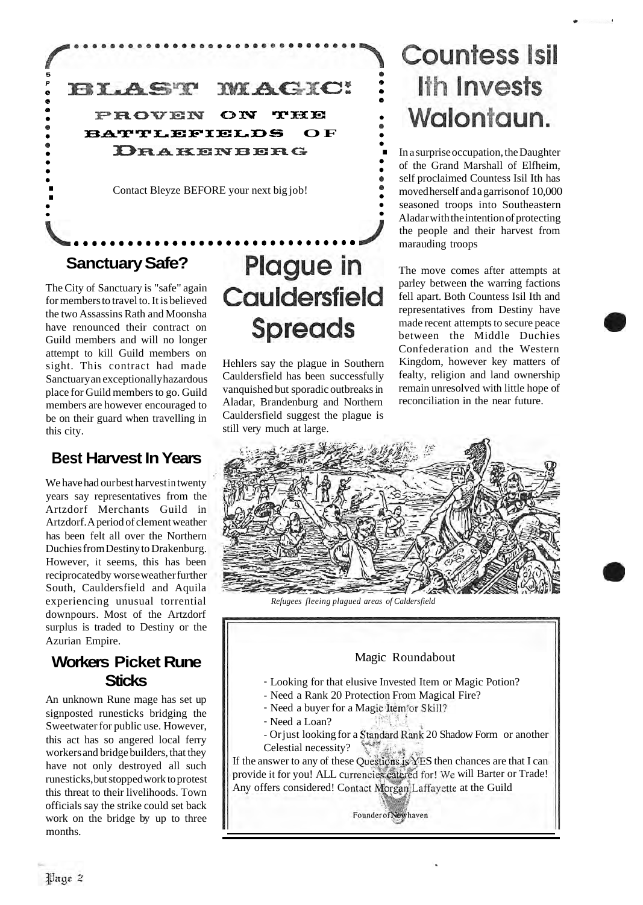**BLAST MAGIC!**

**PROVEN ON THE BATTLEFIELDS OF DRAKENBERG**

Contact Bleyze BEFORE your next big job!

## Countess Isil Ith Invests Walontaun.

In a surprise occupation, the Daughter of the Grand Marshall of Elfheim, self proclaimed Countess Isil Ith has moved herself and a garrison of 10,000 seasoned troops into Southeastern Aladar with the intention of protecting the people and their harvest from marauding troops

The move comes after attempts at parley between the warring factions fell apart. Both Countess Isil Ith and representatives from Destiny have made recent attempts to secure peace between the Middle Duchies Confederation and the Western Kingdom, however key matters of fealty, religion and land ownership remain unresolved with little hope of reconciliation in the near future.

### Sanctuary Safe?

The City of Sanctuary is "safe" again for members to travel to. It is believed the two Assassins Rath and Moonsha have renounced their contract on Guild members and will no longer attempt to kill Guild members on sight. This contract had made Sanctuary an exceptionally hazardous place for Guild members to go. Guild members are however encouraged to be on their guard when travelling in this city.

## Plague in Cauldersfield Spreads

Hehlers say the plague in Southern Cauldersfield has been successfully vanquished but sporadic outbreaks in Aladar, Brandenburg and Northern Cauldersfield suggest the plague is still very much at large.

*Refugees fleeing plagued areas of Caldersfield*

### Best Harvest In Years

We have had our best harvest in twenty years say representatives from the Artzdorf Merchants Guild in Artzdorf. A period of clement weather has been felt all over the Northern Duchies from Destiny to Drakenburg. However, it seems, this has been reciprocated by worse weather further South, Cauldersfield and Aquila experiencing unusual torrential downpours. Most of the Artzdorf surplus is traded to Destiny or the Azurian Empire.

### Workers Picket Rune Sticks

An unknown Rune mage has set up signposted runesticks bridging the Sweetwater for public use. However, this act has so angered local ferry workers and bridge builders, that they have not only destroyed all such runesticks, but stopped work to protest this threat to their livelihoods. Town officials say the strike could set back work on the bridge by up to three months.

### Magic Roundabout

- Looking for that elusive Invested Item or Magic Potion?
- Need a Rank 20 Protection From Magical Fire?
- Need a buyer for a Magic Item or Skill?
- Need a Loan?
- Or just looking for a Standard Rank 20 Shadow Form or another Celestial necessity?

If the answer to any of these Questions is YES then chances are that I can provide it for you! ALL currencies catered for! We will Barter or Trade! Any offers considered! Contact Morgan Laffayette at the Guild

Founder of Newhaven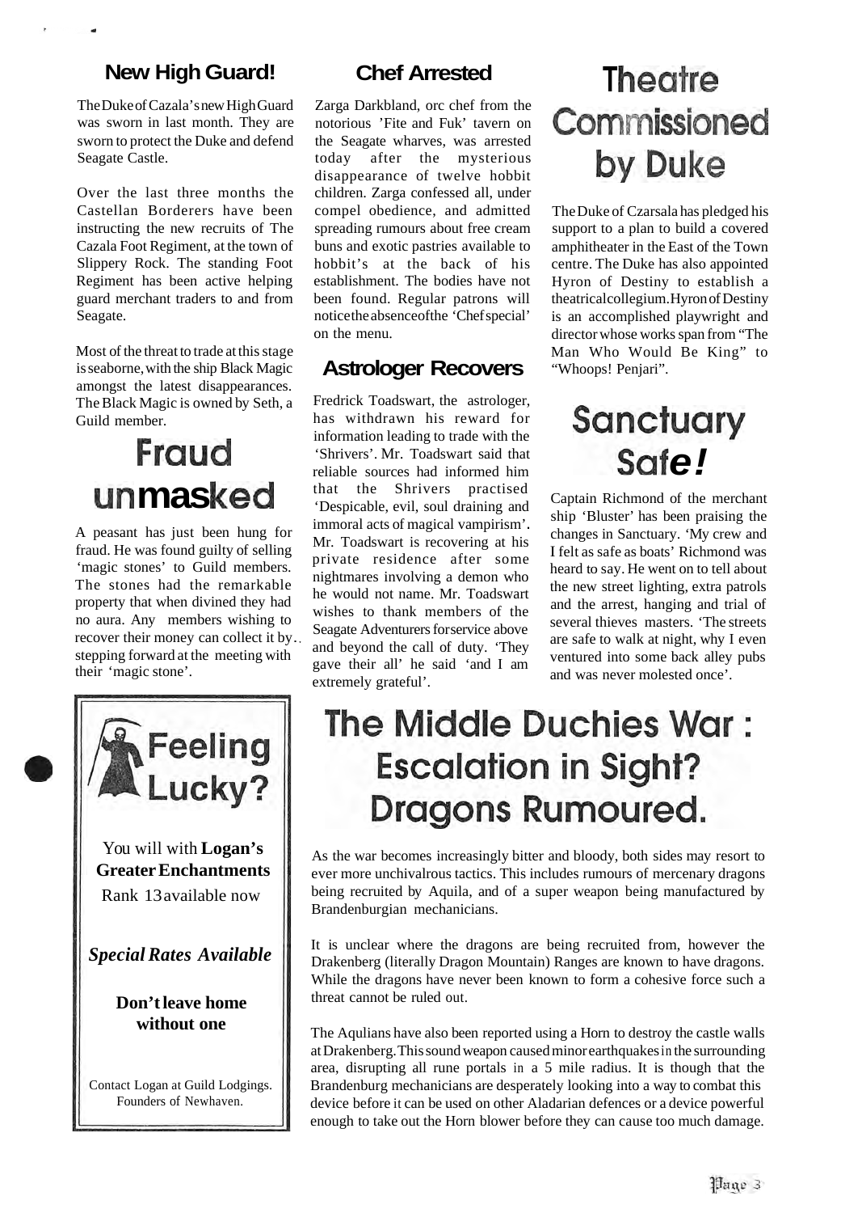## New High Guard!

The Duke of Cazala's new High Guard was sworn in last month. They are sworn to protect the Duke and defend Seagate Castle.

Over the last three months the Castellan Borderers have been instructing the new recruits of The Cazala Foot Regiment, at the town of Slippery Rock. The standing Foot Regiment has been active helping guard merchant traders to and from Seagate.

Most of the threat to trade at this stage is seaborne, with the ship Black Magic amongst the latest disappearances. The Black Magic is owned by Seth, a Guild member.

## Fraud unmasked

A peasant has just been hung for fraud. He was found guilty of selling 'magic stones' to Guild members. The stones had the remarkable property that when divined they had no aura. Any members wishing to recover their money can collect it by stepping forward at the meeting with their 'magic stone'.

## Feeling Lucky?

You will with **Logan's Greater Enchantments**

Rank 13 available now

***Special Rates Available***

**Don't leave home without one**

Contact Logan at Guild Lodgings. Founders of Newhaven.

## Chef Arrested

Zarga Darkbland, orc chef from the notorious 'Fite and Fuk' tavern on the Seagate wharves, was arrested today after the mysterious disappearance of twelve hobbit children. Zarga confessed all, under compel obedience, and admitted spreading rumours about free cream buns and exotic pastries available to hobbit's at the back of his establishment. The bodies have not been found. Regular patrons will notice the absence of the 'Chef special' on the menu.

## Astrologer Recovers

Fredrick Toadswart, the astrologer, has withdrawn his reward for information leading to trade with the 'Shrivers'. Mr. Toadswart said that reliable sources had informed him that the Shrivers practised 'Despicable, evil, soul draining and immoral acts of magical vampirism'. Mr. Toadswart is recovering at his private residence after some nightmares involving a demon who he would not name. Mr. Toadswart wishes to thank members of the Seagate Adventurers for service above and beyond the call of duty. 'They gave their all' he said 'and I am extremely grateful'.

## Theatre Commissioned by Duke

The Duke of Czarsala has pledged his support to a plan to build a covered amphitheater in the East of the Town centre. The Duke has also appointed Hyron of Destiny to establish a theatrical collegium. Hyron of Destiny is an accomplished playwright and director whose works span from "The Man Who Would Be King" to "Whoops! Penjari".

## Sanctuary Safe!

Captain Richmond of the merchant ship 'Bluster' has been praising the changes in Sanctuary. 'My crew and I felt as safe as boats' Richmond was heard to say. He went on to tell about the new street lighting, extra patrols and the arrest, hanging and trial of several thieves masters. 'The streets are safe to walk at night, why I even ventured into some back alley pubs and was never molested once'.

## The Middle Duchies War : Escalation in Sight? Dragons Rumoured.

As the war becomes increasingly bitter and bloody, both sides may resort to ever more unchivalrous tactics. This includes rumours of mercenary dragons being recruited by Aquila, and of a super weapon being manufactured by Brandenburgian mechanicians.

It is unclear where the dragons are being recruited from, however the Drakenberg (literally Dragon Mountain) Ranges are known to have dragons. While the dragons have never been known to form a cohesive force such a threat cannot be ruled out.

The Aqulians have also been reported using a Horn to destroy the castle walls at Drakenberg. This sound weapon caused minor earthquakes in the surrounding area, disrupting all rune portals in a 5 mile radius. It is though that the Brandenburg mechanicians are desperately looking into a way to combat this device before it can be used on other Aladarian defences or a device powerful enough to take out the Horn blower before they can cause too much damage.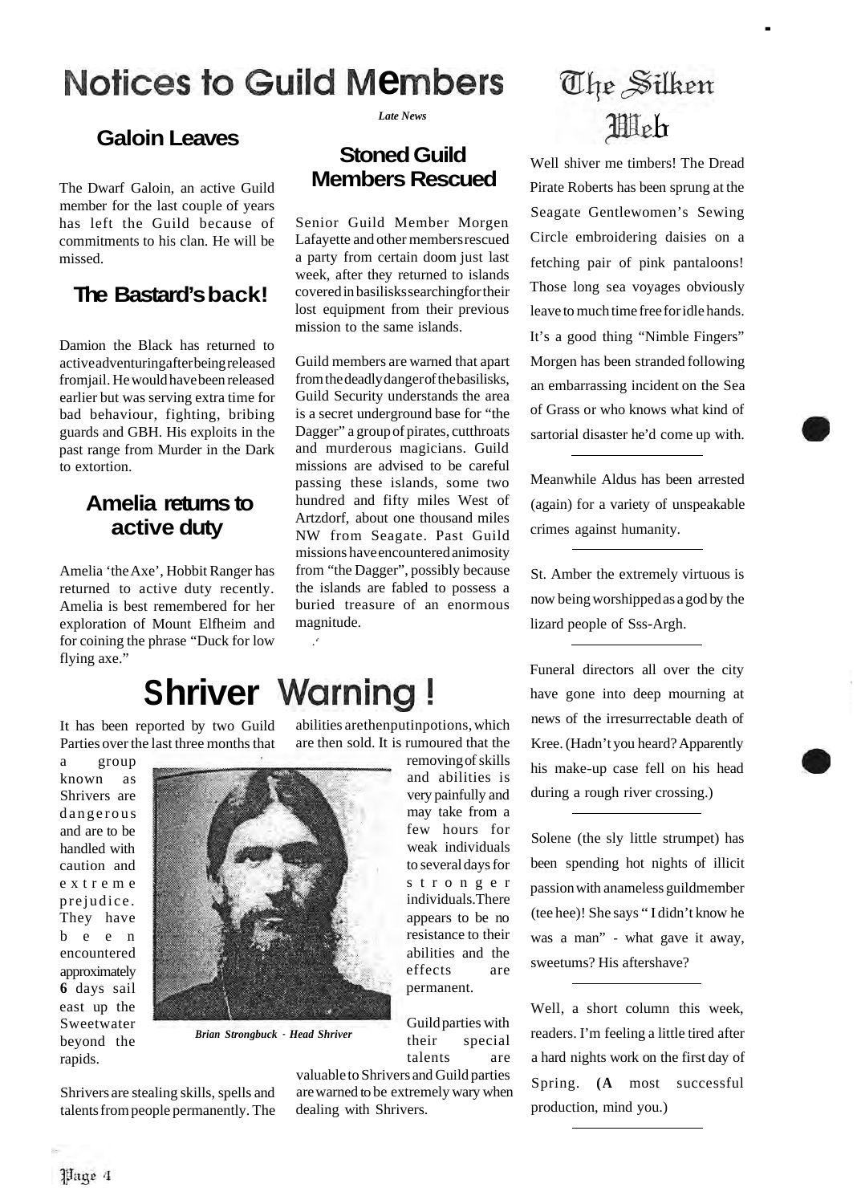# Notices to Guild Members

## Galoin Leaves

The Dwarf Galoin, an active Guild member for the last couple of years has left the Guild because of commitments to his clan. He will be missed.

## The Bastard's back!

Damion the Black has returned to active adventuring after being released from jail. He would have been released earlier but was serving extra time for bad behaviour, fighting, bribing guards and GBH. His exploits in the past range from Murder in the Dark to extortion.

## Amelia returns to active duty

Amelia 'the Axe', Hobbit Ranger has returned to active duty recently. Amelia is best remembered for her exploration of Mount Elfheim and for coining the phrase "Duck for low flying axe."

*Late News*

## Stoned Guild Members Rescued

Senior Guild Member Morgen Lafayette and other members rescued a party from certain doom just last week, after they returned to islands covered in basilisks searching for their lost equipment from their previous mission to the same islands.

Guild members are warned that apart from the deadly danger of the basilisks, Guild Security understands the area is a secret underground base for "the Dagger" a group of pirates, cutthroats and murderous magicians. Guild missions are advised to be careful passing these islands, some two hundred and fifty miles West of Artzdorf, about one thousand miles NW from Seagate. Past Guild missions have encountered animosity from "the Dagger", possibly because the islands are fabled to possess a buried treasure of an enormous magnitude.

# Shriver Warning!

It has been reported by two Guild Parties over the last three months that a group known as Shrivers are dangerous and are to be handled with caution and extreme prejudice. They have been encountered approximately **6** days sail east up the Sweetwater beyond the rapids.

*Brian Strongbuck - Head Shriver*

Shrivers are stealing skills, spells and talents from people permanently. The abilities are then put in potions, which are then sold. It is rumoured that the removing of skills and abilities is very painfully and may take from a few hours for weak individuals to several days for stronger individuals. There appears to be no resistance to their abilities and the effects are permanent.

Guild parties with their special talents are valuable to Shrivers and Guild parties are warned to be extremely wary when dealing with Shrivers.

# The Silken Web

Well shiver me timbers! The Dread Pirate Roberts has been sprung at the Seagate Gentlewomen's Sewing Circle embroidering daisies on a fetching pair of pink pantaloons! Those long sea voyages obviously leave to much time free for idle hands. It's a good thing "Nimble Fingers" Morgen has been stranded following an embarrassing incident on the Sea of Grass or who knows what kind of sartorial disaster he'd come up with.

---

Meanwhile Aldus has been arrested (again) for a variety of unspeakable crimes against humanity.

---

St. Amber the extremely virtuous is now being worshipped as a god by the lizard people of Sss-Argh.

---

Funeral directors all over the city have gone into deep mourning at news of the irresurrectable death of Kree. (Hadn't you heard? Apparently his make-up case fell on his head during a rough river crossing.)

---

Solene (the sly little strumpet) has been spending hot nights of illicit passion with a nameless guildmember (tee hee)! She says " I didn't know he was a man" - what gave it away, sweetums? His aftershave?

---

Well, a short column this week, readers. I'm feeling a little tired after a hard nights work on the first day of Spring. **(A** most successful production, mind you.)

---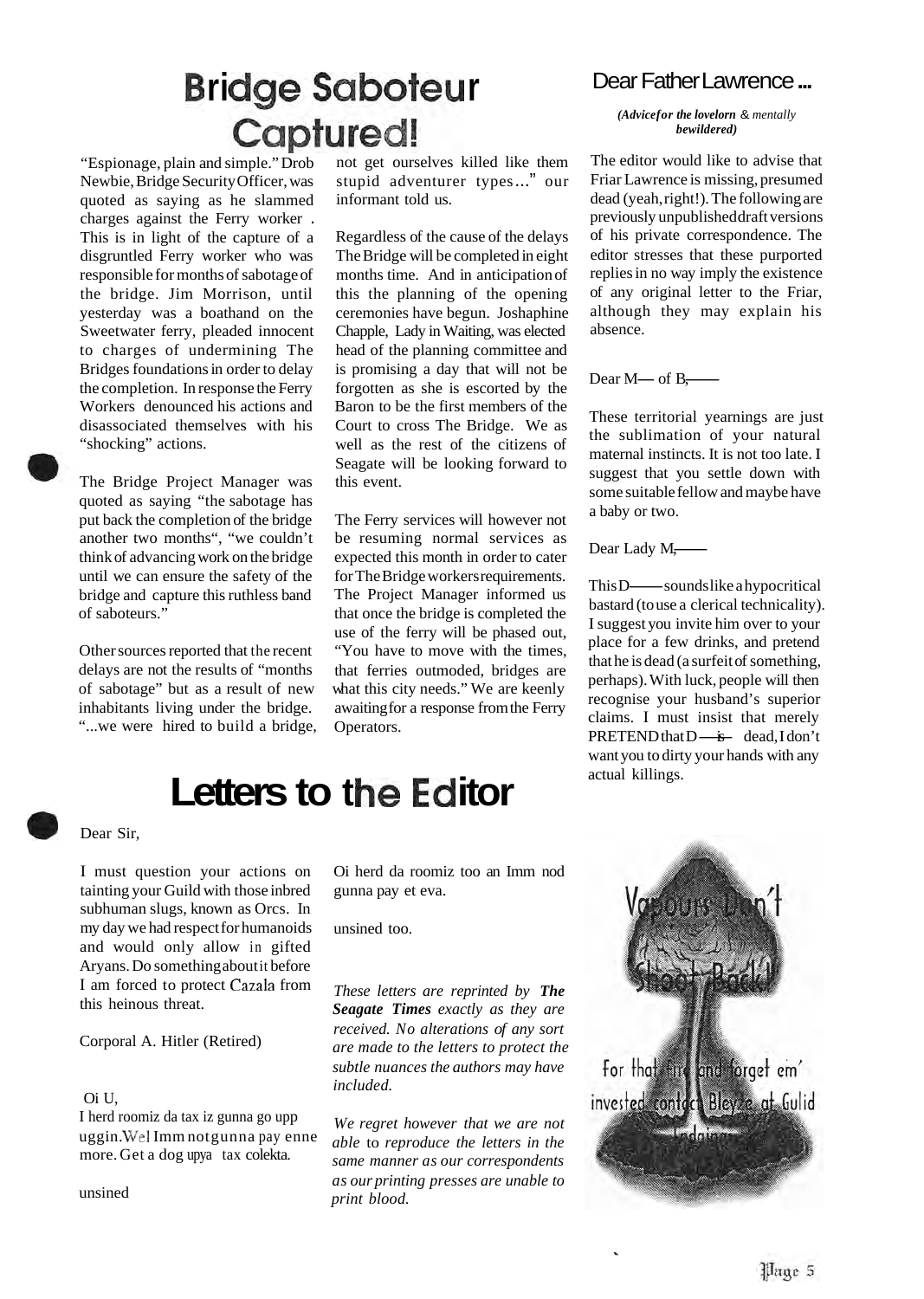# Bridge Saboteur Captured!

"Espionage, plain and simple." Drob Newbie, Bridge Security Officer, was quoted as saying as he slammed charges against the Ferry worker . This is in light of the capture of a disgruntled Ferry worker who was responsible for months of sabotage of the bridge. Jim Morrison, until yesterday was a boathand on the Sweetwater ferry, pleaded innocent to charges of undermining The Bridges foundations in order to delay the completion. In response the Ferry Workers denounced his actions and disassociated themselves with his "shocking" actions.

The Bridge Project Manager was quoted as saying "the sabotage has put back the completion of the bridge another two months", "we couldn't think of advancing work on the bridge until we can ensure the safety of the bridge and capture this ruthless band of saboteurs."

Other sources reported that the recent delays are not the results of "months of sabotage" but as a result of new inhabitants living under the bridge. "...we were hired to build a bridge, not get ourselves killed like them stupid adventurer types..." our informant told us.

Regardless of the cause of the delays The Bridge will be completed in eight months time. And in anticipation of this the planning of the opening ceremonies have begun. Joshaphine Chapple, Lady in Waiting, was elected head of the planning committee and is promising a day that will not be forgotten as she is escorted by the Baron to be the first members of the Court to cross The Bridge. We as well as the rest of the citizens of Seagate will be looking forward to this event.

The Ferry services will however not be resuming normal services as expected this month in order to cater for The Bridge workers requirements. The Project Manager informed us that once the bridge is completed the use of the ferry will be phased out, "You have to move with the times, that ferries outmoded, bridges are what this city needs." We are keenly awaiting for a response from the Ferry Operators.

## Dear Father Lawrence ...

*(Advice for the lovelorn & mentally bewildered)*

The editor would like to advise that Friar Lawrence is missing, presumed dead (yeah, right!). The following are previously unpublished draft versions of his private correspondence. The editor stresses that these purported replies in no way imply the existence of any original letter to the Friar, although they may explain his absence.

Dear M— of B,——

These territorial yearnings are just the sublimation of your natural maternal instincts. It is not too late. I suggest that you settle down with some suitable fellow and maybe have a baby or two.

Dear Lady M,——

This D—— sounds like a hypocritical bastard (to use a clerical technicality). I suggest you invite him over to your place for a few drinks, and pretend that he is dead (a surfeit of something, perhaps). With luck, people will then recognise your husband's superior claims. I must insist that merely PRETEND that D— ~~is~~ dead, I don't want you to dirty your hands with any actual killings.

# Letters to the Editor

Dear Sir,

I must question your actions on tainting your Guild with those inbred subhuman slugs, known as Orcs. In my day we had respect for humanoids and would only allow in gifted Aryans. Do something about it before I am forced to protect Cazala from this heinous threat.

Corporal A. Hitler (Retired)

Oi U,

I herd roomiz da tax iz gunna go upp uggin. Wel Imm notgunna pay enne more. Get a dog upya tax colekta.

unsined

Oi herd da roomiz too an Imm nod gunna pay et eva.

unsined too.

*These letters are reprinted by **The Seagate Times** exactly as they are received. No alterations of any sort are made to the letters to protect the subtle nuances the authors may have included.*

*We regret however that we are not able to reproduce the letters in the same manner as our correspondents as our printing presses are unable to print blood.*

Vapours Don't Shoot Back!

For that fire and forget em' invested contact Bleyze at Gulid Lodgings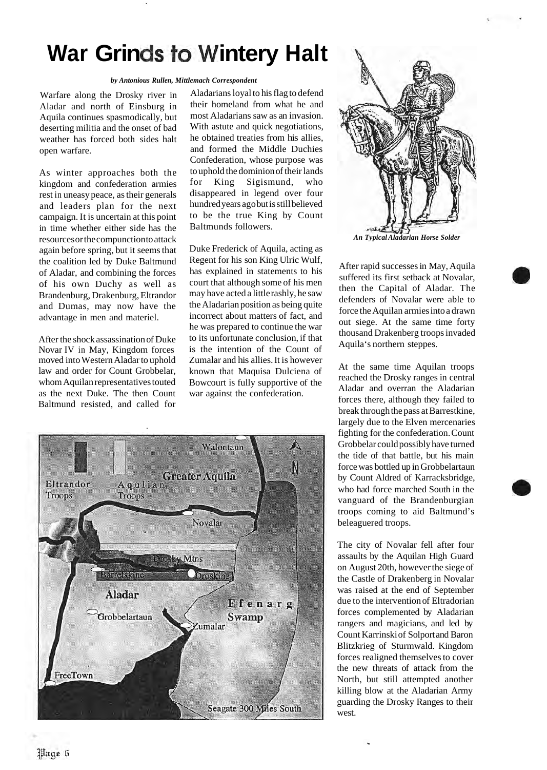# War Grinds to Wintery Halt

***by Antonious Rullen, Mittlemach Correspondent***

Warfare along the Drosky river in Aladar and north of Einsburg in Aquila continues spasmodically, but deserting militia and the onset of bad weather has forced both sides halt open warfare.

As winter approaches both the kingdom and confederation armies rest in uneasy peace, as their generals and leaders plan for the next campaign. It is uncertain at this point in time whether either side has the resources or the compunction to attack again before spring, but it seems that the coalition led by Duke Baltmund of Aladar, and combining the forces of his own Duchy as well as Brandenburg, Drakenburg, Eltrandor and Dumas, may now have the advantage in men and materiel.

After the shock assassination of Duke Novar IV in May, Kingdom forces moved into Western Aladar to uphold law and order for Count Grobbelar, whom Aquilan representatives touted as the next Duke. The then Count Baltmund resisted, and called for Aladarians loyal to his flag to defend their homeland from what he and most Aladarians saw as an invasion. With astute and quick negotiations, he obtained treaties from his allies, and formed the Middle Duchies Confederation, whose purpose was to uphold the dominion of their lands for King Sigismund, who disappeared in legend over four hundred years ago but is still believed to be the true King by Count Baltmunds followers.

Duke Frederick of Aquila, acting as Regent for his son King Ulric Wulf, has explained in statements to his court that although some of his men may have acted a little rashly, he saw the Aladarian position as being quite incorrect about matters of fact, and he was prepared to continue the war to its unfortunate conclusion, if that is the intention of the Count of Zumalar and his allies. It is however known that Maquisa Dulciena of Bowcourt is fully supportive of the war against the confederation.

Walontaun
Greater Aquila
Eltrandor Troops
Aquilan Troops
N
Novalar
Drosky Mtns
Barrestkine
Droskine
Aladar
Ffenarg Swamp
Grobbelartaun
Zumalar
FreeTown
Seagate 300 Miles South

*An Typical Aladarian Horse Solder*

After rapid successes in May, Aquila suffered its first setback at Novalar, then the Capital of Aladar. The defenders of Novalar were able to force the Aquilan armies into a drawn out siege. At the same time forty thousand Drakenberg troops invaded Aquila's northern steppes.

At the same time Aquilan troops reached the Drosky ranges in central Aladar and overran the Aladarian forces there, although they failed to break through the pass at Barrestkine, largely due to the Elven mercenaries fighting for the confederation. Count Grobbelar could possibly have turned the tide of that battle, but his main force was bottled up in Grobbelartaun by Count Aldred of Karracksbridge, who had force marched South in the vanguard of the Brandenburgian troops coming to aid Baltmund's beleaguered troops.

The city of Novalar fell after four assaults by the Aquilan High Guard on August 20th, however the siege of the Castle of Drakenberg in Novalar was raised at the end of September due to the intervention of Eltradorian forces complemented by Aladarian rangers and magicians, and led by Count Karrinski of Solport and Baron Blitzkrieg of Sturmwald. Kingdom forces realigned themselves to cover the new threats of attack from the North, but still attempted another killing blow at the Aladarian Army guarding the Drosky Ranges to their west.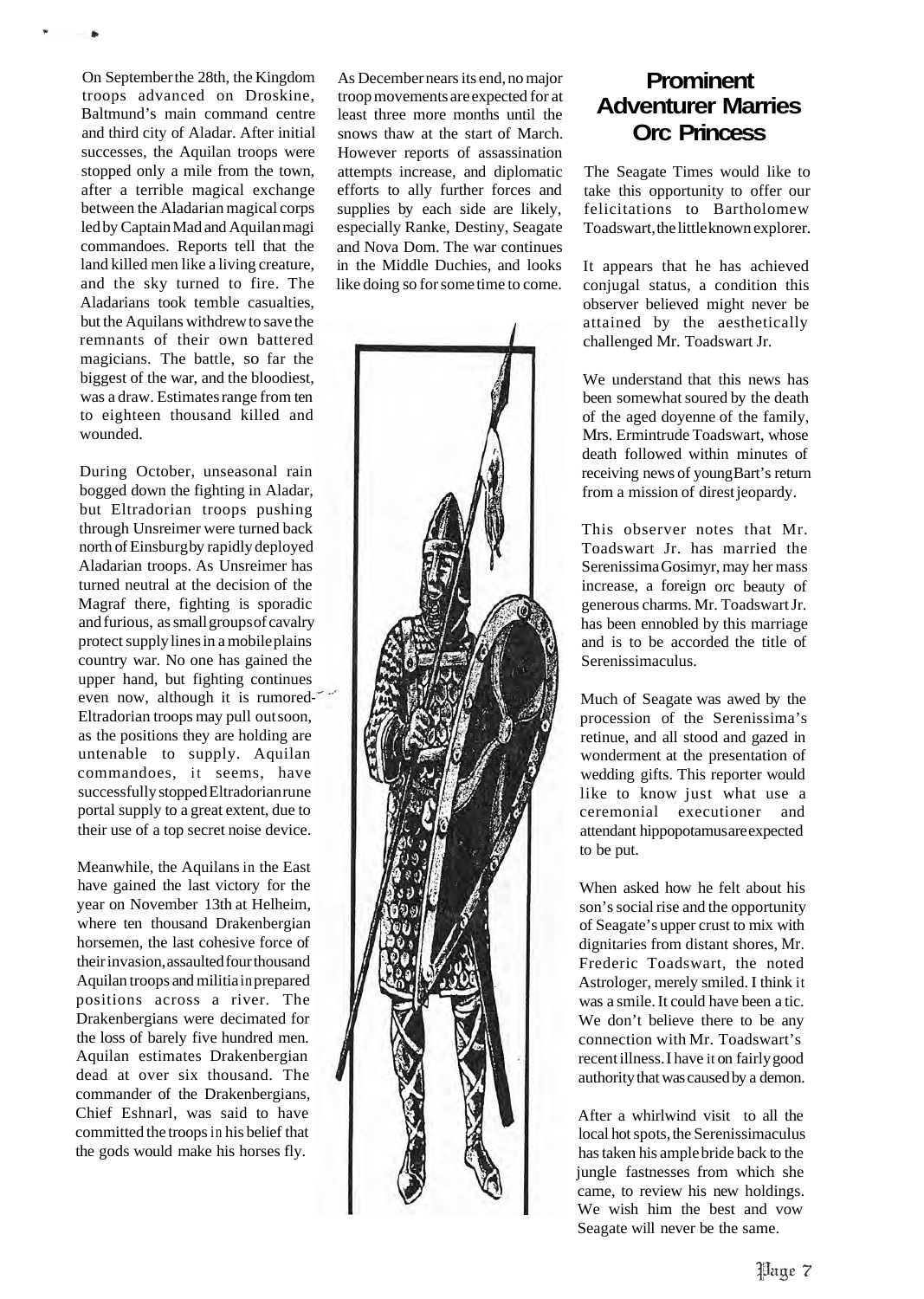On September the 28th, the Kingdom troops advanced on Droskine, Baltmund's main command centre and third city of Aladar. After initial successes, the Aquilan troops were stopped only a mile from the town, after a terrible magical exchange between the Aladarian magical corps led by Captain Mad and Aquilan magi commandoes. Reports tell that the land killed men like a living creature, and the sky turned to fire. The Aladarians took temble casualties, but the Aquilans withdrew to save the remnants of their own battered magicians. The battle, so far the biggest of the war, and the bloodiest, was a draw. Estimates range from ten to eighteen thousand killed and wounded.

During October, unseasonal rain bogged down the fighting in Aladar, but Eltradorian troops pushing through Unsreimer were turned back north of Einsburg by rapidly deployed Aladarian troops. As Unsreimer has turned neutral at the decision of the Magraf there, fighting is sporadic and furious, as small groups of cavalry protect supply lines in a mobile plains country war. No one has gained the upper hand, but fighting continues even now, although it is rumored Eltradorian troops may pull out soon, as the positions they are holding are untenable to supply. Aquilan commandoes, it seems, have successfully stopped Eltradorian rune portal supply to a great extent, due to their use of a top secret noise device.

Meanwhile, the Aquilans in the East have gained the last victory for the year on November 13th at Helheim, where ten thousand Drakenbergian horsemen, the last cohesive force of their invasion, assaulted four thousand Aquilan troops and militia in prepared positions across a river. The Drakenbergians were decimated for the loss of barely five hundred men. Aquilan estimates Drakenbergian dead at over six thousand. The commander of the Drakenbergians, Chief Eshnarl, was said to have committed the troops in his belief that the gods would make his horses fly.

As December nears its end, no major troop movements are expected for at least three more months until the snows thaw at the start of March. However reports of assassination attempts increase, and diplomatic efforts to ally further forces and supplies by each side are likely, especially Ranke, Destiny, Seagate and Nova Dom. The war continues in the Middle Duchies, and looks like doing so for some time to come.

## Prominent Adventurer Marries Orc Princess

The Seagate Times would like to take this opportunity to offer our felicitations to Bartholomew Toadswart, the little known explorer.

It appears that he has achieved conjugal status, a condition this observer believed might never be attained by the aesthetically challenged Mr. Toadswart Jr.

We understand that this news has been somewhat soured by the death of the aged doyenne of the family, Mrs. Ermintrude Toadswart, whose death followed within minutes of receiving news of young Bart's return from a mission of direst jeopardy.

This observer notes that Mr. Toadswart Jr. has married the Serenissima Gosimyr, may her mass increase, a foreign orc beauty of generous charms. Mr. Toadswart Jr. has been ennobled by this marriage and is to be accorded the title of Serenissimaculus.

Much of Seagate was awed by the procession of the Serenissima's retinue, and all stood and gazed in wonderment at the presentation of wedding gifts. This reporter would like to know just what use a ceremonial executioner and attendant hippopotamus are expected to be put.

When asked how he felt about his son's social rise and the opportunity of Seagate's upper crust to mix with dignitaries from distant shores, Mr. Frederic Toadswart, the noted Astrologer, merely smiled. I think it was a smile. It could have been a tic. We don't believe there to be any connection with Mr. Toadswart's recent illness. I have it on fairly good authority that was caused by a demon.

After a whirlwind visit to all the local hot spots, the Serenissimaculus has taken his ample bride back to the jungle fastnesses from which she came, to review his new holdings. We wish him the best and vow Seagate will never be the same.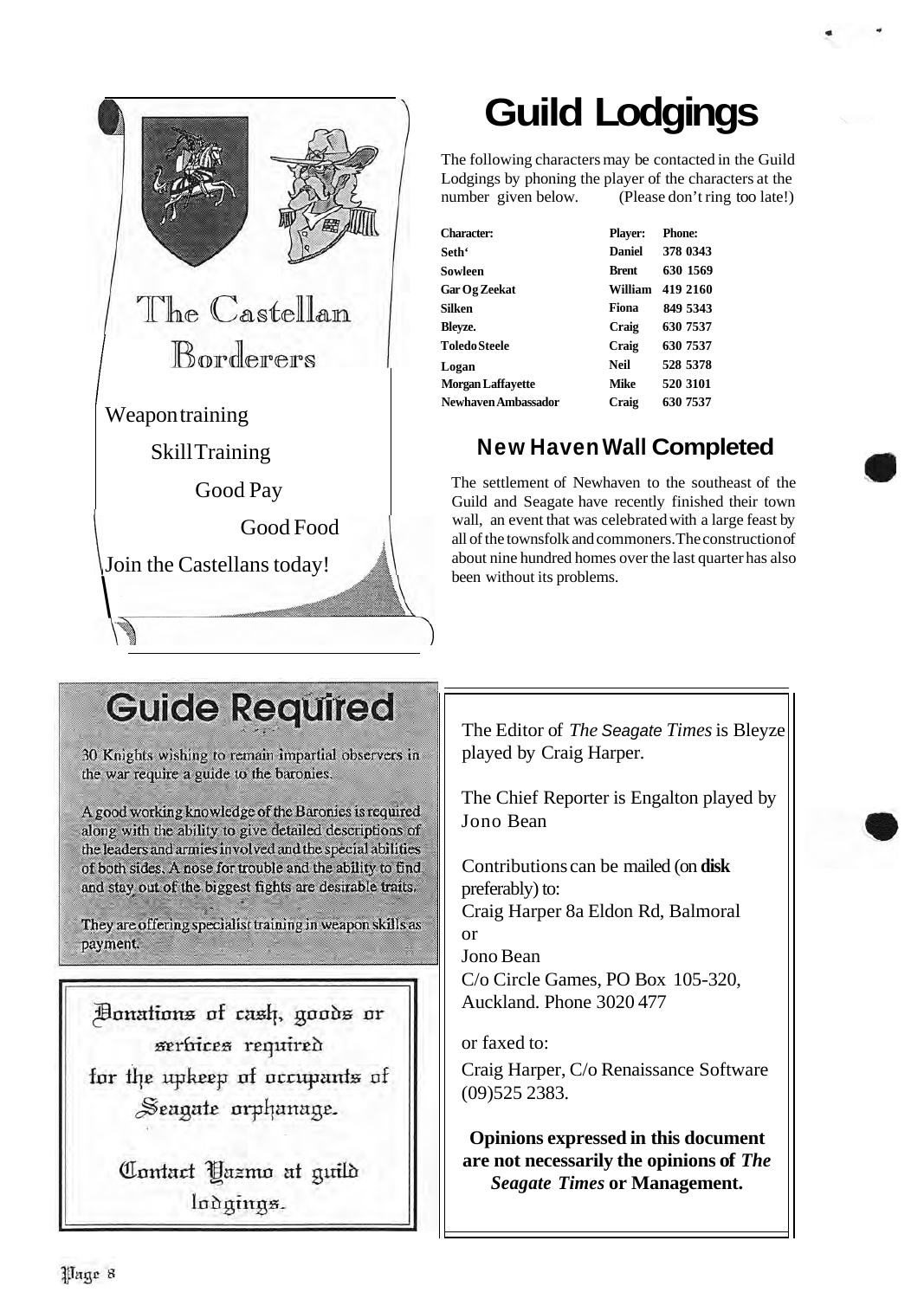## The Castellan Borderers

Weapon training

Skill Training

Good Pay

Good Food

Join the Castellans today!

# Guild Lodgings

The following characters may be contacted in the Guild Lodgings by phoning the player of the characters at the number given below. (Please don't ring too late!)

| Character: | Player: | Phone: |
|---|---|---|
| Seth' | Daniel | 378 0343 |
| Sowleen | Brent | 630 1569 |
| Gar Og Zeekat | William | 419 2160 |
| Silken | Fiona | 849 5343 |
| Bleyze. | Craig | 630 7537 |
| Toledo Steele | Craig | 630 7537 |
| Logan | Neil | 528 5378 |
| Morgan Laffayette | Mike | 520 3101 |
| Newhaven Ambassador | Craig | 630 7537 |

## New Haven Wall Completed

The settlement of Newhaven to the southeast of the Guild and Seagate have recently finished their town wall, an event that was celebrated with a large feast by all of the townsfolk and commoners. The construction of about nine hundred homes over the last quarter has also been without its problems.

## Guide Required

30 Knights wishing to remain impartial observers in the war require a guide to the baronies.

A good working knowledge of the Baronies is required along with the ability to give detailed descriptions of the leaders and armies involved and the special abilities of both sides. A nose for trouble and the ability to find and stay out of the biggest fights are desirable traits.

They are offering specialist training in weapon skills as payment.

Donations of cash, goods or services required for the upkeep of occupants of Seagate orphanage.

Contact Yazmo at guild lodgings.

The Editor of *The Seagate Times* is Bleyze played by Craig Harper.

The Chief Reporter is Engalton played by Jono Bean

Contributions can be mailed (on **disk** preferably) to:
Craig Harper 8a Eldon Rd, Balmoral
or
Jono Bean
C/o Circle Games, PO Box 105-320, Auckland. Phone 3020 477

or faxed to:

Craig Harper, C/o Renaissance Software (09)525 2383.

**Opinions expressed in this document are not necessarily the opinions of *The Seagate Times* or Management.**